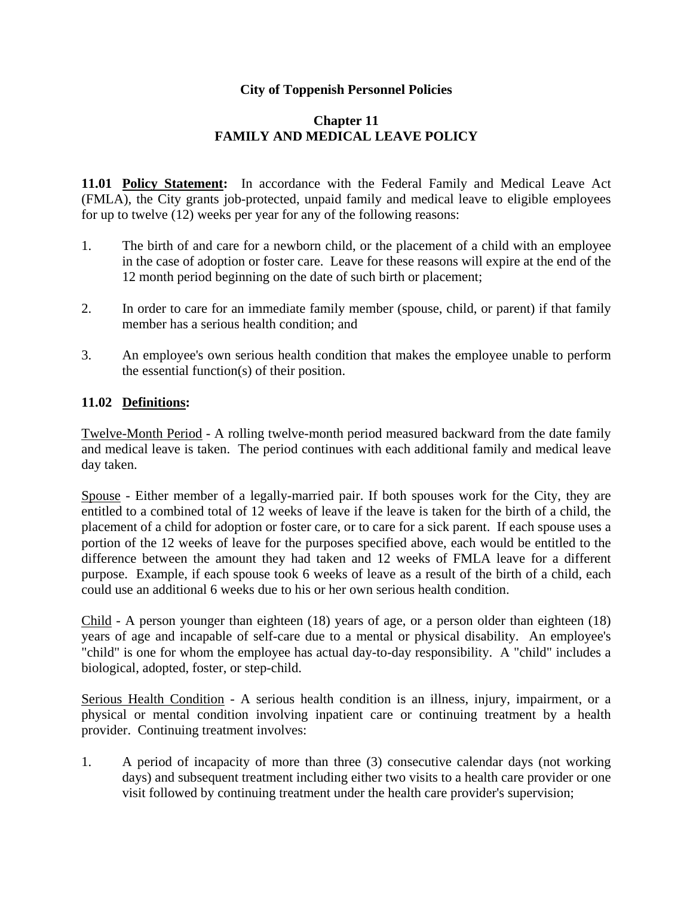# City of Toppenish Personnel Policies

## Chapter 11
## FAMILY AND MEDICAL LEAVE POLICY

**11.01 <u>Policy Statement</u>:** In accordance with the Federal Family and Medical Leave Act (FMLA), the City grants job-protected, unpaid family and medical leave to eligible employees for up to twelve (12) weeks per year for any of the following reasons:

1. The birth of and care for a newborn child, or the placement of a child with an employee in the case of adoption or foster care. Leave for these reasons will expire at the end of the 12 month period beginning on the date of such birth or placement;

2. In order to care for an immediate family member (spouse, child, or parent) if that family member has a serious health condition; and

3. An employee's own serious health condition that makes the employee unable to perform the essential function(s) of their position.

**11.02 <u>Definitions</u>:**

<u>Twelve-Month Period</u> - A rolling twelve-month period measured backward from the date family and medical leave is taken. The period continues with each additional family and medical leave day taken.

<u>Spouse</u> - Either member of a legally-married pair. If both spouses work for the City, they are entitled to a combined total of 12 weeks of leave if the leave is taken for the birth of a child, the placement of a child for adoption or foster care, or to care for a sick parent. If each spouse uses a portion of the 12 weeks of leave for the purposes specified above, each would be entitled to the difference between the amount they had taken and 12 weeks of FMLA leave for a different purpose. Example, if each spouse took 6 weeks of leave as a result of the birth of a child, each could use an additional 6 weeks due to his or her own serious health condition.

<u>Child</u> - A person younger than eighteen (18) years of age, or a person older than eighteen (18) years of age and incapable of self-care due to a mental or physical disability. An employee's "child" is one for whom the employee has actual day-to-day responsibility. A "child" includes a biological, adopted, foster, or step-child.

<u>Serious Health Condition</u> - A serious health condition is an illness, injury, impairment, or a physical or mental condition involving inpatient care or continuing treatment by a health provider. Continuing treatment involves:

1. A period of incapacity of more than three (3) consecutive calendar days (not working days) and subsequent treatment including either two visits to a health care provider or one visit followed by continuing treatment under the health care provider's supervision;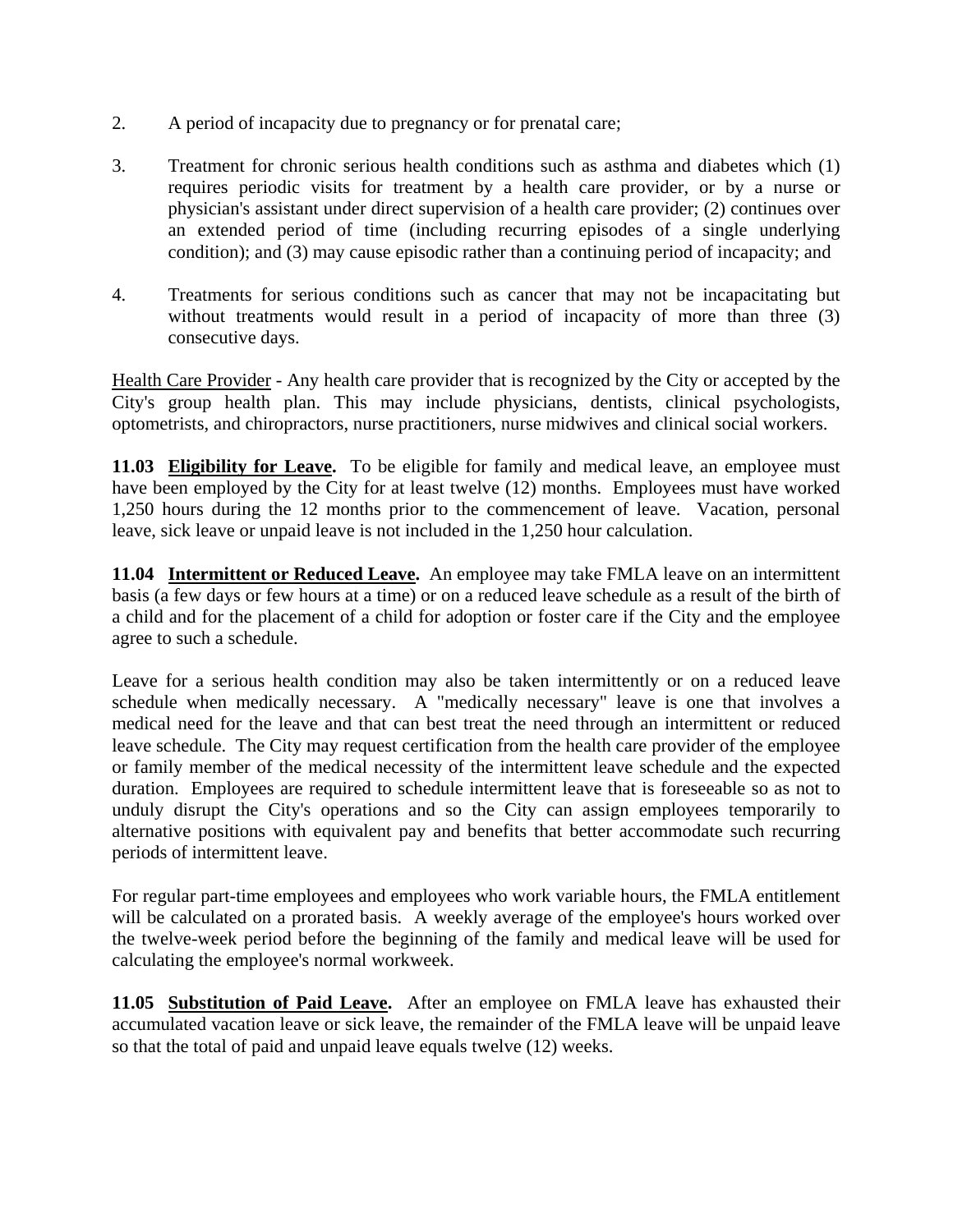2. A period of incapacity due to pregnancy or for prenatal care;

3. Treatment for chronic serious health conditions such as asthma and diabetes which (1) requires periodic visits for treatment by a health care provider, or by a nurse or physician's assistant under direct supervision of a health care provider; (2) continues over an extended period of time (including recurring episodes of a single underlying condition); and (3) may cause episodic rather than a continuing period of incapacity; and

4. Treatments for serious conditions such as cancer that may not be incapacitating but without treatments would result in a period of incapacity of more than three (3) consecutive days.

<u>Health Care Provider</u> - Any health care provider that is recognized by the City or accepted by the City's group health plan. This may include physicians, dentists, clinical psychologists, optometrists, and chiropractors, nurse practitioners, nurse midwives and clinical social workers.

**11.03 <u>Eligibility for Leave</u>.** To be eligible for family and medical leave, an employee must have been employed by the City for at least twelve (12) months. Employees must have worked 1,250 hours during the 12 months prior to the commencement of leave. Vacation, personal leave, sick leave or unpaid leave is not included in the 1,250 hour calculation.

**11.04 <u>Intermittent or Reduced Leave</u>.** An employee may take FMLA leave on an intermittent basis (a few days or few hours at a time) or on a reduced leave schedule as a result of the birth of a child and for the placement of a child for adoption or foster care if the City and the employee agree to such a schedule.

Leave for a serious health condition may also be taken intermittently or on a reduced leave schedule when medically necessary. A "medically necessary" leave is one that involves a medical need for the leave and that can best treat the need through an intermittent or reduced leave schedule. The City may request certification from the health care provider of the employee or family member of the medical necessity of the intermittent leave schedule and the expected duration. Employees are required to schedule intermittent leave that is foreseeable so as not to unduly disrupt the City's operations and so the City can assign employees temporarily to alternative positions with equivalent pay and benefits that better accommodate such recurring periods of intermittent leave.

For regular part-time employees and employees who work variable hours, the FMLA entitlement will be calculated on a prorated basis. A weekly average of the employee's hours worked over the twelve-week period before the beginning of the family and medical leave will be used for calculating the employee's normal workweek.

**11.05 <u>Substitution of Paid Leave</u>.** After an employee on FMLA leave has exhausted their accumulated vacation leave or sick leave, the remainder of the FMLA leave will be unpaid leave so that the total of paid and unpaid leave equals twelve (12) weeks.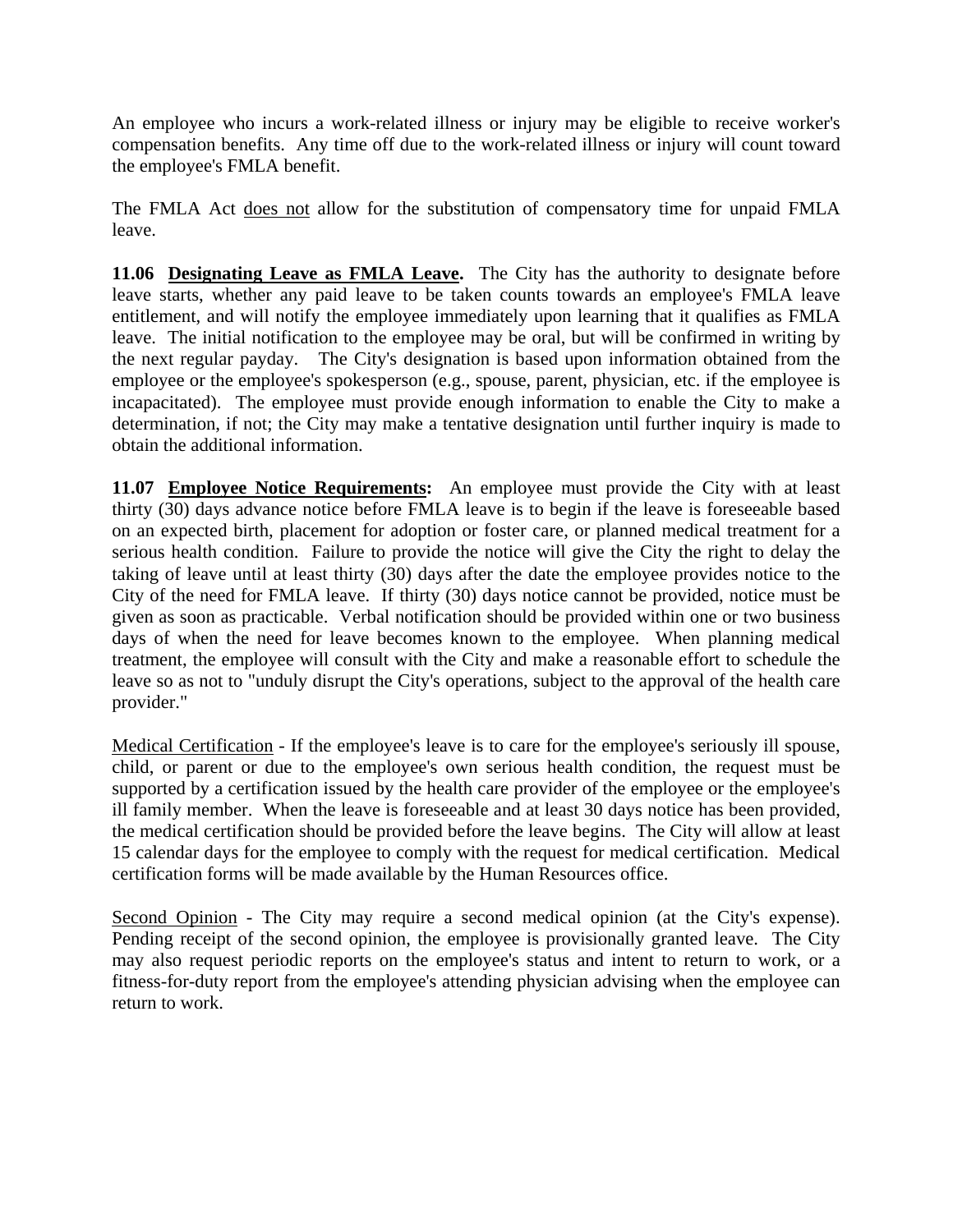An employee who incurs a work-related illness or injury may be eligible to receive worker's compensation benefits. Any time off due to the work-related illness or injury will count toward the employee's FMLA benefit.

The FMLA Act <u>does not</u> allow for the substitution of compensatory time for unpaid FMLA leave.

**11.06 <u>Designating Leave as FMLA Leave</u>.** The City has the authority to designate before leave starts, whether any paid leave to be taken counts towards an employee's FMLA leave entitlement, and will notify the employee immediately upon learning that it qualifies as FMLA leave. The initial notification to the employee may be oral, but will be confirmed in writing by the next regular payday. The City's designation is based upon information obtained from the employee or the employee's spokesperson (e.g., spouse, parent, physician, etc. if the employee is incapacitated). The employee must provide enough information to enable the City to make a determination, if not; the City may make a tentative designation until further inquiry is made to obtain the additional information.

**11.07 <u>Employee Notice Requirements</u>:** An employee must provide the City with at least thirty (30) days advance notice before FMLA leave is to begin if the leave is foreseeable based on an expected birth, placement for adoption or foster care, or planned medical treatment for a serious health condition. Failure to provide the notice will give the City the right to delay the taking of leave until at least thirty (30) days after the date the employee provides notice to the City of the need for FMLA leave. If thirty (30) days notice cannot be provided, notice must be given as soon as practicable. Verbal notification should be provided within one or two business days of when the need for leave becomes known to the employee. When planning medical treatment, the employee will consult with the City and make a reasonable effort to schedule the leave so as not to "unduly disrupt the City's operations, subject to the approval of the health care provider."

<u>Medical Certification</u> - If the employee's leave is to care for the employee's seriously ill spouse, child, or parent or due to the employee's own serious health condition, the request must be supported by a certification issued by the health care provider of the employee or the employee's ill family member. When the leave is foreseeable and at least 30 days notice has been provided, the medical certification should be provided before the leave begins. The City will allow at least 15 calendar days for the employee to comply with the request for medical certification. Medical certification forms will be made available by the Human Resources office.

<u>Second Opinion</u> - The City may require a second medical opinion (at the City's expense). Pending receipt of the second opinion, the employee is provisionally granted leave. The City may also request periodic reports on the employee's status and intent to return to work, or a fitness-for-duty report from the employee's attending physician advising when the employee can return to work.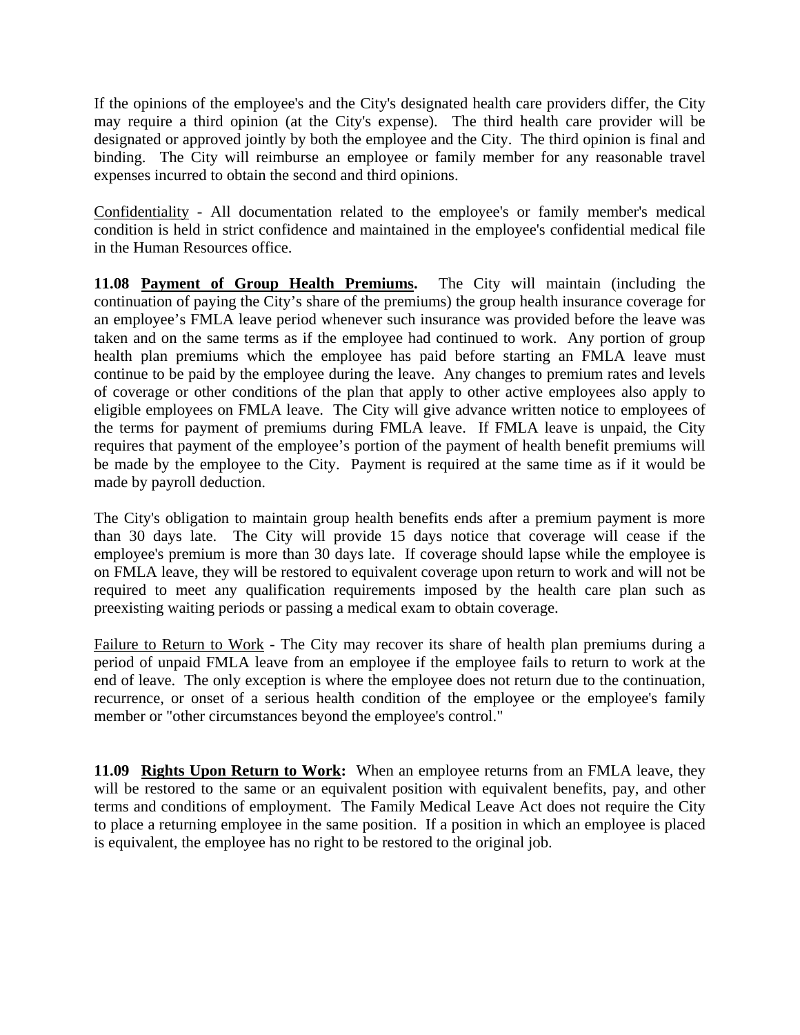If the opinions of the employee's and the City's designated health care providers differ, the City may require a third opinion (at the City's expense). The third health care provider will be designated or approved jointly by both the employee and the City. The third opinion is final and binding. The City will reimburse an employee or family member for any reasonable travel expenses incurred to obtain the second and third opinions.

<u>Confidentiality</u> - All documentation related to the employee's or family member's medical condition is held in strict confidence and maintained in the employee's confidential medical file in the Human Resources office.

**11.08 <u>Payment of Group Health Premiums</u>.** The City will maintain (including the continuation of paying the City's share of the premiums) the group health insurance coverage for an employee's FMLA leave period whenever such insurance was provided before the leave was taken and on the same terms as if the employee had continued to work. Any portion of group health plan premiums which the employee has paid before starting an FMLA leave must continue to be paid by the employee during the leave. Any changes to premium rates and levels of coverage or other conditions of the plan that apply to other active employees also apply to eligible employees on FMLA leave. The City will give advance written notice to employees of the terms for payment of premiums during FMLA leave. If FMLA leave is unpaid, the City requires that payment of the employee's portion of the payment of health benefit premiums will be made by the employee to the City. Payment is required at the same time as if it would be made by payroll deduction.

The City's obligation to maintain group health benefits ends after a premium payment is more than 30 days late. The City will provide 15 days notice that coverage will cease if the employee's premium is more than 30 days late. If coverage should lapse while the employee is on FMLA leave, they will be restored to equivalent coverage upon return to work and will not be required to meet any qualification requirements imposed by the health care plan such as preexisting waiting periods or passing a medical exam to obtain coverage.

<u>Failure to Return to Work</u> - The City may recover its share of health plan premiums during a period of unpaid FMLA leave from an employee if the employee fails to return to work at the end of leave. The only exception is where the employee does not return due to the continuation, recurrence, or onset of a serious health condition of the employee or the employee's family member or "other circumstances beyond the employee's control."

**11.09 <u>Rights Upon Return to Work</u>:** When an employee returns from an FMLA leave, they will be restored to the same or an equivalent position with equivalent benefits, pay, and other terms and conditions of employment. The Family Medical Leave Act does not require the City to place a returning employee in the same position. If a position in which an employee is placed is equivalent, the employee has no right to be restored to the original job.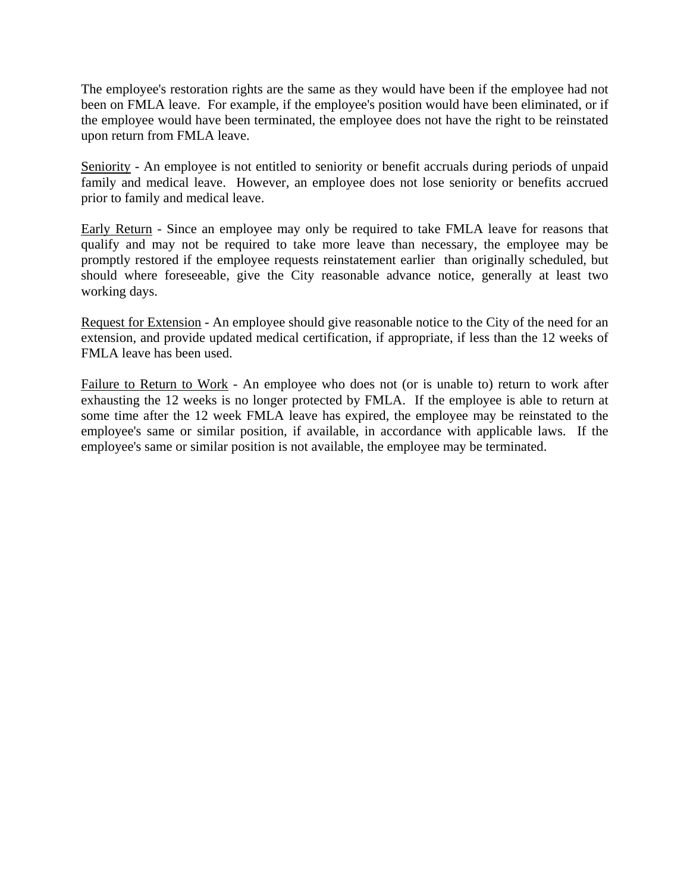The employee's restoration rights are the same as they would have been if the employee had not been on FMLA leave. For example, if the employee's position would have been eliminated, or if the employee would have been terminated, the employee does not have the right to be reinstated upon return from FMLA leave.

<u>Seniority</u> - An employee is not entitled to seniority or benefit accruals during periods of unpaid family and medical leave. However, an employee does not lose seniority or benefits accrued prior to family and medical leave.

<u>Early Return</u> - Since an employee may only be required to take FMLA leave for reasons that qualify and may not be required to take more leave than necessary, the employee may be promptly restored if the employee requests reinstatement earlier than originally scheduled, but should where foreseeable, give the City reasonable advance notice, generally at least two working days.

<u>Request for Extension</u> - An employee should give reasonable notice to the City of the need for an extension, and provide updated medical certification, if appropriate, if less than the 12 weeks of FMLA leave has been used.

<u>Failure to Return to Work</u> - An employee who does not (or is unable to) return to work after exhausting the 12 weeks is no longer protected by FMLA. If the employee is able to return at some time after the 12 week FMLA leave has expired, the employee may be reinstated to the employee's same or similar position, if available, in accordance with applicable laws. If the employee's same or similar position is not available, the employee may be terminated.